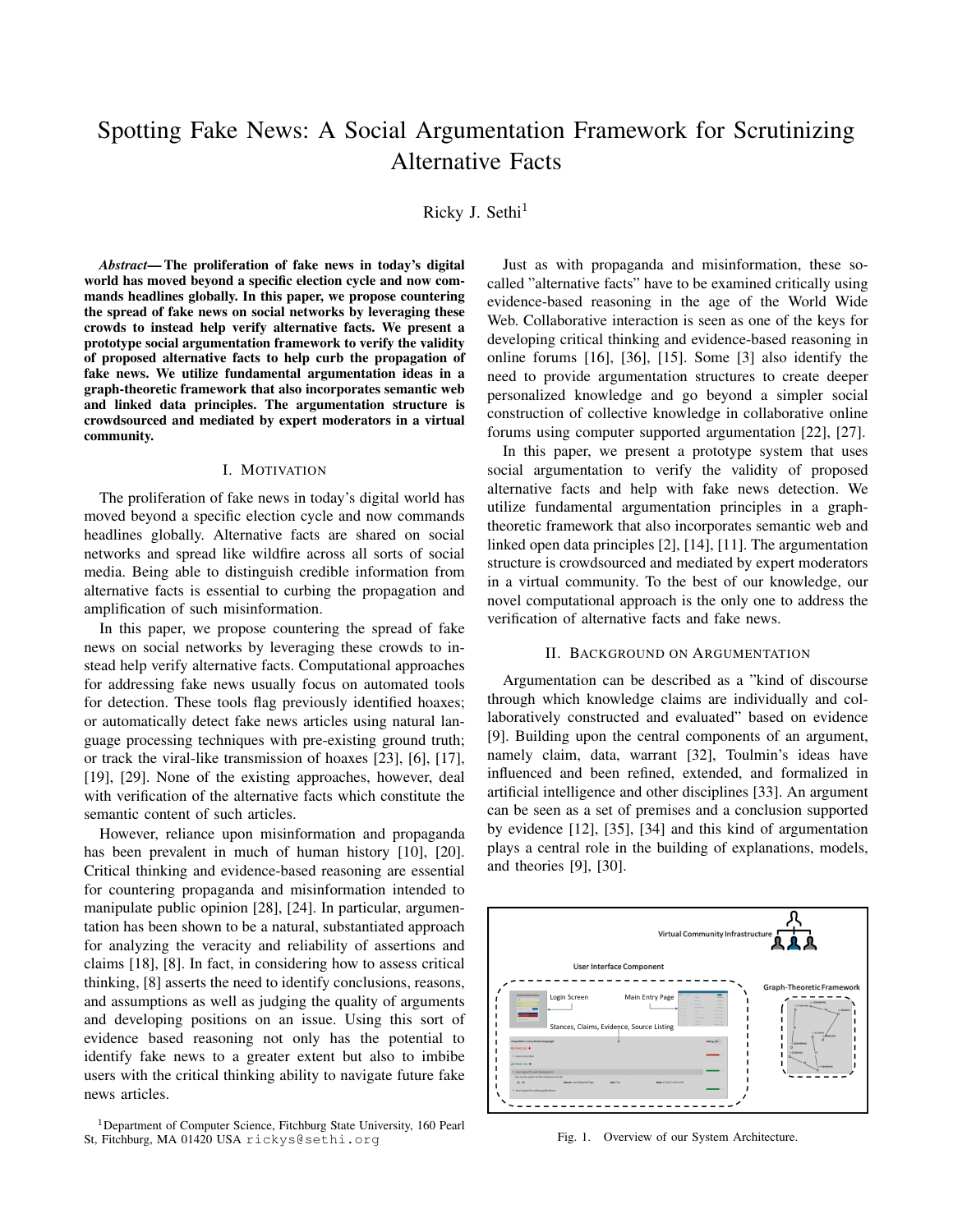# Spotting Fake News: A Social Argumentation Framework for Scrutinizing Alternative Facts

Ricky J. Sethi[1]

***Abstract*— The proliferation of fake news in today's digital world has moved beyond a specific election cycle and now commands headlines globally. In this paper, we propose countering the spread of fake news on social networks by leveraging these crowds to instead help verify alternative facts. We present a prototype social argumentation framework to verify the validity of proposed alternative facts to help curb the propagation of fake news. We utilize fundamental argumentation ideas in a graph-theoretic framework that also incorporates semantic web and linked data principles. The argumentation structure is crowdsourced and mediated by expert moderators in a virtual community.**

## I. Motivation

The proliferation of fake news in today's digital world has moved beyond a specific election cycle and now commands headlines globally. Alternative facts are shared on social networks and spread like wildfire across all sorts of social media. Being able to distinguish credible information from alternative facts is essential to curbing the propagation and amplification of such misinformation.

In this paper, we propose countering the spread of fake news on social networks by leveraging these crowds to instead help verify alternative facts. Computational approaches for addressing fake news usually focus on automated tools for detection. These tools flag previously identified hoaxes; or automatically detect fake news articles using natural language processing techniques with pre-existing ground truth; or track the viral-like transmission of hoaxes [23], [6], [17], [19], [29]. None of the existing approaches, however, deal with verification of the alternative facts which constitute the semantic content of such articles.

However, reliance upon misinformation and propaganda has been prevalent in much of human history [10], [20]. Critical thinking and evidence-based reasoning are essential for countering propaganda and misinformation intended to manipulate public opinion [28], [24]. In particular, argumentation has been shown to be a natural, substantiated approach for analyzing the veracity and reliability of assertions and claims [18], [8]. In fact, in considering how to assess critical thinking, [8] asserts the need to identify conclusions, reasons, and assumptions as well as judging the quality of arguments and developing positions on an issue. Using this sort of evidence based reasoning not only has the potential to identify fake news to a greater extent but also to imbibe users with the critical thinking ability to navigate future fake news articles.

Just as with propaganda and misinformation, these so-called "alternative facts" have to be examined critically using evidence-based reasoning in the age of the World Wide Web. Collaborative interaction is seen as one of the keys for developing critical thinking and evidence-based reasoning in online forums [16], [36], [15]. Some [3] also identify the need to provide argumentation structures to create deeper personalized knowledge and go beyond a simpler social construction of collective knowledge in collaborative online forums using computer supported argumentation [22], [27].

In this paper, we present a prototype system that uses social argumentation to verify the validity of proposed alternative facts and help with fake news detection. We utilize fundamental argumentation principles in a graph-theoretic framework that also incorporates semantic web and linked open data principles [2], [14], [11]. The argumentation structure is crowdsourced and mediated by expert moderators in a virtual community. To the best of our knowledge, our novel computational approach is the only one to address the verification of alternative facts and fake news.

## II. Background on Argumentation

Argumentation can be described as a "kind of discourse through which knowledge claims are individually and collaboratively constructed and evaluated" based on evidence [9]. Building upon the central components of an argument, namely claim, data, warrant [32], Toulmin's ideas have influenced and been refined, extended, and formalized in artificial intelligence and other disciplines [33]. An argument can be seen as a set of premises and a conclusion supported by evidence [12], [35], [34] and this kind of argumentation plays a central role in the building of explanations, models, and theories [9], [30].

Virtual Community Infrastructure

User Interface Component

Login Screen

Main Entry Page

Stances, Claims, Evidence, Source Listing

Graph-Theoretic Framework

Fig. 1. Overview of our System Architecture.

[1]Department of Computer Science, Fitchburg State University, 160 Pearl St, Fitchburg, MA 01420 USA rickys@sethi.org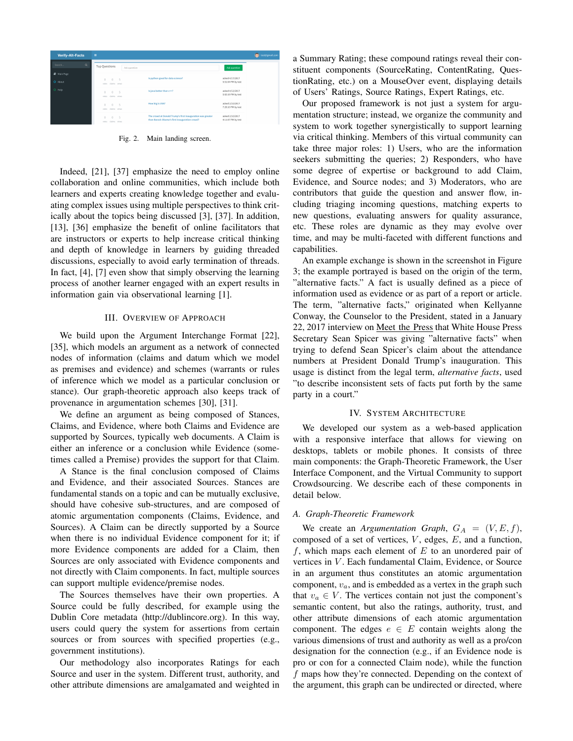Fig. 2. Main landing screen.

Indeed, [21], [37] emphasize the need to employ online collaboration and online communities, which include both learners and experts creating knowledge together and evaluating complex issues using multiple perspectives to think critically about the topics being discussed [3], [37]. In addition, [13], [36] emphasize the benefit of online facilitators that are instructors or experts to help increase critical thinking and depth of knowledge in learners by guiding threaded discussions, especially to avoid early termination of threads. In fact, [4], [7] even show that simply observing the learning process of another learner engaged with an expert results in information gain via observational learning [1].

## III. Overview of Approach

We build upon the Argument Interchange Format [22], [35], which models an argument as a network of connected nodes of information (claims and datum which we model as premises and evidence) and schemes (warrants or rules of inference which we model as a particular conclusion or stance). Our graph-theoretic approach also keeps track of provenance in argumentation schemes [30], [31].

We define an argument as being composed of Stances, Claims, and Evidence, where both Claims and Evidence are supported by Sources, typically web documents. A Claim is either an inference or a conclusion while Evidence (sometimes called a Premise) provides the support for that Claim.

A Stance is the final conclusion composed of Claims and Evidence, and their associated Sources. Stances are fundamental stands on a topic and can be mutually exclusive, should have cohesive sub-structures, and are composed of atomic argumentation components (Claims, Evidence, and Sources). A Claim can be directly supported by a Source when there is no individual Evidence component for it; if more Evidence components are added for a Claim, then Sources are only associated with Evidence components and not directly with Claim components. In fact, multiple sources can support multiple evidence/premise nodes.

The Sources themselves have their own properties. A Source could be fully described, for example using the Dublin Core metadata (http://dublincore.org). In this way, users could query the system for assertions from certain sources or from sources with specified properties (e.g., government institutions).

Our methodology also incorporates Ratings for each Source and user in the system. Different trust, authority, and other attribute dimensions are amalgamated and weighted in a Summary Rating; these compound ratings reveal their constituent components (SourceRating, ContentRating, QuestionRating, etc.) on a MouseOver event, displaying details of Users' Ratings, Source Ratings, Expert Ratings, etc.

Our proposed framework is not just a system for argumentation structure; instead, we organize the community and system to work together synergistically to support learning via critical thinking. Members of this virtual community can take three major roles: 1) Users, who are the information seekers submitting the queries; 2) Responders, who have some degree of expertise or background to add Claim, Evidence, and Source nodes; and 3) Moderators, who are contributors that guide the question and answer flow, including triaging incoming questions, matching experts to new questions, evaluating answers for quality assurance, etc. These roles are dynamic as they may evolve over time, and may be multi-faceted with different functions and capabilities.

An example exchange is shown in the screenshot in Figure 3; the example portrayed is based on the origin of the term, "alternative facts." A fact is usually defined as a piece of information used as evidence or as part of a report or article. The term, "alternative facts," originated when Kellyanne Conway, the Counselor to the President, stated in a January 22, 2017 interview on Meet the Press that White House Press Secretary Sean Spicer was giving "alternative facts" when trying to defend Sean Spicer's claim about the attendance numbers at President Donald Trump's inauguration. This usage is distinct from the legal term, *alternative facts*, used "to describe inconsistent sets of facts put forth by the same party in a court."

## IV. System Architecture

We developed our system as a web-based application with a responsive interface that allows for viewing on desktops, tablets or mobile phones. It consists of three main components: the Graph-Theoretic Framework, the User Interface Component, and the Virtual Community to support Crowdsourcing. We describe each of these components in detail below.

### A. Graph-Theoretic Framework

We create an *Argumentation Graph*, $G_A = (V, E, f)$, composed of a set of vertices, $V$, edges, $E$, and a function, $f$, which maps each element of $E$ to an unordered pair of vertices in $V$. Each fundamental Claim, Evidence, or Source in an argument thus constitutes an atomic argumentation component, $v_a$, and is embedded as a vertex in the graph such that $v_a \in V$. The vertices contain not just the component's semantic content, but also the ratings, authority, trust, and other attribute dimensions of each atomic argumentation component. The edges $e \in E$ contain weights along the various dimensions of trust and authority as well as a pro/con designation for the connection (e.g., if an Evidence node is pro or con for a connected Claim node), while the function $f$ maps how they're connected. Depending on the context of the argument, this graph can be undirected or directed, where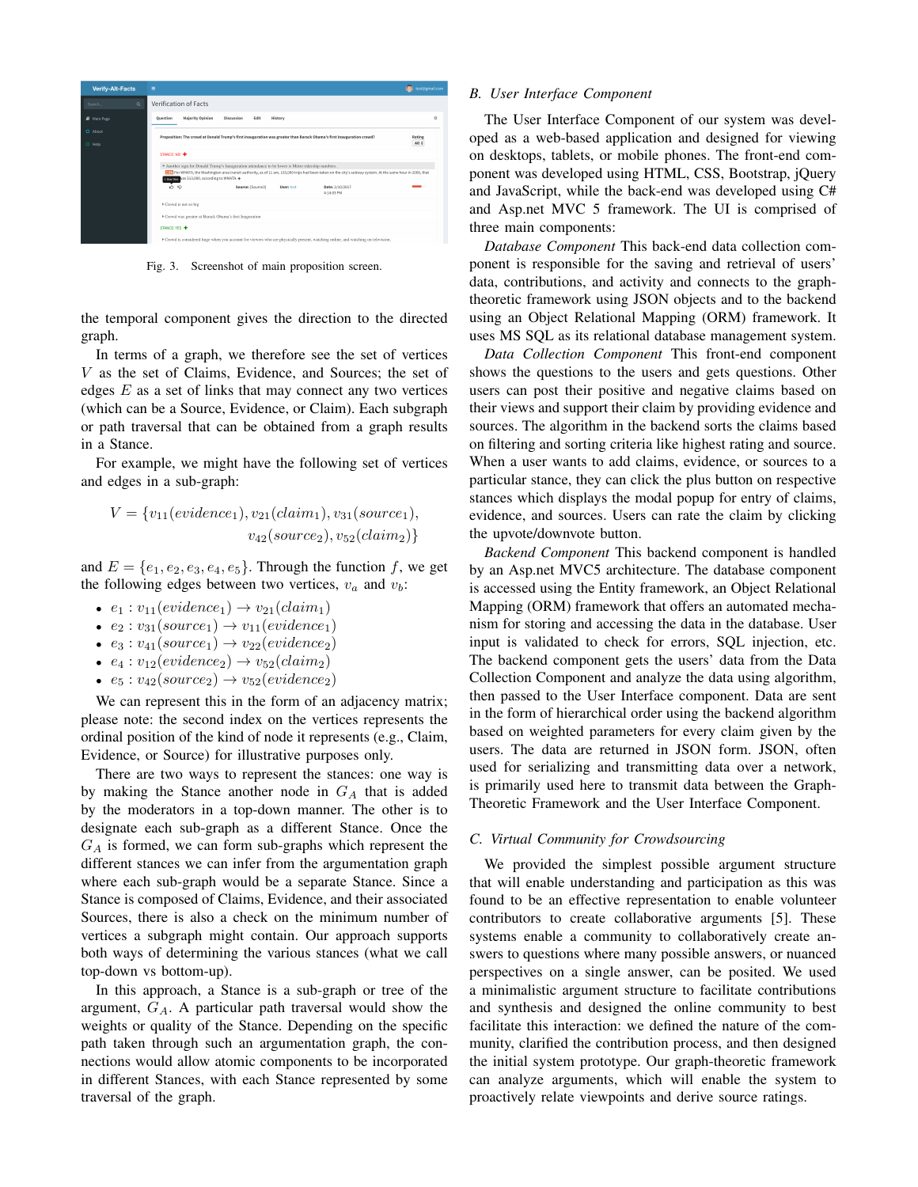Fig. 3. Screenshot of main proposition screen.

the temporal component gives the direction to the directed graph.

In terms of a graph, we therefore see the set of vertices $V$ as the set of Claims, Evidence, and Sources; the set of edges $E$ as a set of links that may connect any two vertices (which can be a Source, Evidence, or Claim). Each subgraph or path traversal that can be obtained from a graph results in a Stance.

For example, we might have the following set of vertices and edges in a sub-graph:

$$V = \{v_{11}(evidence_1), v_{21}(claim_1), v_{31}(source_1), v_{42}(source_2), v_{52}(claim_2)\}$$

and $E = \{e_1, e_2, e_3, e_4, e_5\}$. Through the function $f$, we get the following edges between two vertices, $v_a$ and $v_b$:

- $e_1 : v_{11}(evidence_1) \rightarrow v_{21}(claim_1)$
- $e_2 : v_{31}(source_1) \rightarrow v_{11}(evidence_1)$
- $e_3 : v_{41}(source_1) \rightarrow v_{22}(evidence_2)$
- $e_4 : v_{12}(evidence_2) \rightarrow v_{52}(claim_2)$
- $e_5 : v_{42}(source_2) \rightarrow v_{52}(evidence_2)$

We can represent this in the form of an adjacency matrix; please note: the second index on the vertices represents the ordinal position of the kind of node it represents (e.g., Claim, Evidence, or Source) for illustrative purposes only.

There are two ways to represent the stances: one way is by making the Stance another node in $G_A$ that is added by the moderators in a top-down manner. The other is to designate each sub-graph as a different Stance. Once the $G_A$ is formed, we can form sub-graphs which represent the different stances we can infer from the argumentation graph where each sub-graph would be a separate Stance. Since a Stance is composed of Claims, Evidence, and their associated Sources, there is also a check on the minimum number of vertices a subgraph might contain. Our approach supports both ways of determining the various stances (what we call top-down vs bottom-up).

In this approach, a Stance is a sub-graph or tree of the argument, $G_A$. A particular path traversal would show the weights or quality of the Stance. Depending on the specific path taken through such an argumentation graph, the connections would allow atomic components to be incorporated in different Stances, with each Stance represented by some traversal of the graph.

### *B. User Interface Component*

The User Interface Component of our system was developed as a web-based application and designed for viewing on desktops, tablets, or mobile phones. The front-end component was developed using HTML, CSS, Bootstrap, jQuery and JavaScript, while the back-end was developed using C# and Asp.net MVC 5 framework. The UI is comprised of three main components:

*Database Component* This back-end data collection component is responsible for the saving and retrieval of users' data, contributions, and activity and connects to the graph-theoretic framework using JSON objects and to the backend using an Object Relational Mapping (ORM) framework. It uses MS SQL as its relational database management system.

*Data Collection Component* This front-end component shows the questions to the users and gets questions. Other users can post their positive and negative claims based on their views and support their claim by providing evidence and sources. The algorithm in the backend sorts the claims based on filtering and sorting criteria like highest rating and source. When a user wants to add claims, evidence, or sources to a particular stance, they can click the plus button on respective stances which displays the modal popup for entry of claims, evidence, and sources. Users can rate the claim by clicking the upvote/downvote button.

*Backend Component* This backend component is handled by an Asp.net MVC5 architecture. The database component is accessed using the Entity framework, an Object Relational Mapping (ORM) framework that offers an automated mechanism for storing and accessing the data in the database. User input is validated to check for errors, SQL injection, etc. The backend component gets the users' data from the Data Collection Component and analyze the data using algorithm, then passed to the User Interface component. Data are sent in the form of hierarchical order using the backend algorithm based on weighted parameters for every claim given by the users. The data are returned in JSON form. JSON, often used for serializing and transmitting data over a network, is primarily used here to transmit data between the Graph-Theoretic Framework and the User Interface Component.

### *C. Virtual Community for Crowdsourcing*

We provided the simplest possible argument structure that will enable understanding and participation as this was found to be an effective representation to enable volunteer contributors to create collaborative arguments [5]. These systems enable a community to collaboratively create answers to questions where many possible answers, or nuanced perspectives on a single answer, can be posited. We used a minimalistic argument structure to facilitate contributions and synthesis and designed the online community to best facilitate this interaction: we defined the nature of the community, clarified the contribution process, and then designed the initial system prototype. Our graph-theoretic framework can analyze arguments, which will enable the system to proactively relate viewpoints and derive source ratings.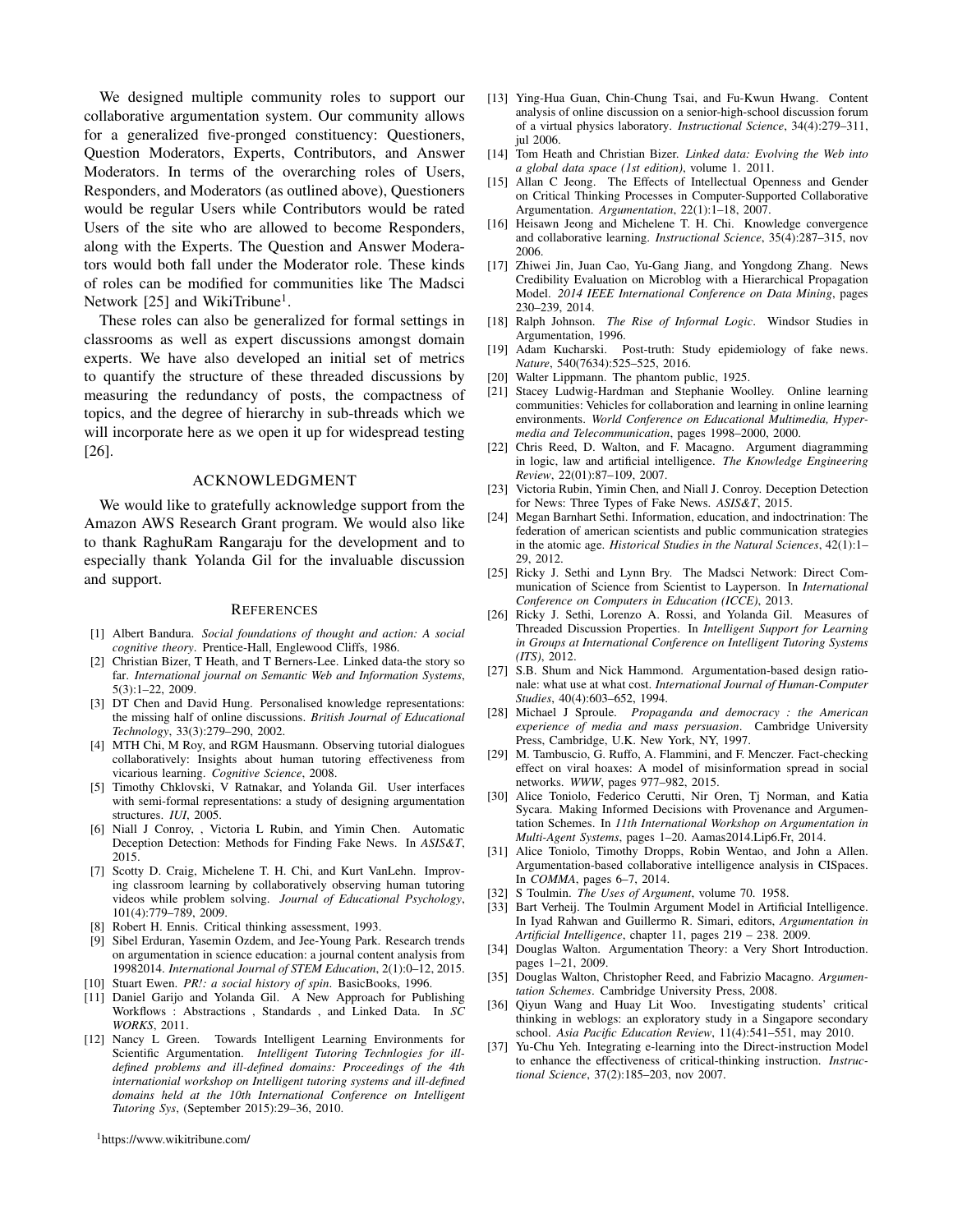We designed multiple community roles to support our collaborative argumentation system. Our community allows for a generalized five-pronged constituency: Questioners, Question Moderators, Experts, Contributors, and Answer Moderators. In terms of the overarching roles of Users, Responders, and Moderators (as outlined above), Questioners would be regular Users while Contributors would be rated Users of the site who are allowed to become Responders, along with the Experts. The Question and Answer Moderators would both fall under the Moderator role. These kinds of roles can be modified for communities like The Madsci Network [25] and WikiTribune[1].

These roles can also be generalized for formal settings in classrooms as well as expert discussions amongst domain experts. We have also developed an initial set of metrics to quantify the structure of these threaded discussions by measuring the redundancy of posts, the compactness of topics, and the degree of hierarchy in sub-threads which we will incorporate here as we open it up for widespread testing [26].

## ACKNOWLEDGMENT

We would like to gratefully acknowledge support from the Amazon AWS Research Grant program. We would also like to thank RaghuRam Rangaraju for the development and to especially thank Yolanda Gil for the invaluable discussion and support.

## REFERENCES

[1] Albert Bandura. *Social foundations of thought and action: A social cognitive theory*. Prentice-Hall, Englewood Cliffs, 1986.

[2] Christian Bizer, T Heath, and T Berners-Lee. Linked data-the story so far. *International journal on Semantic Web and Information Systems*, 5(3):1–22, 2009.

[3] DT Chen and David Hung. Personalised knowledge representations: the missing half of online discussions. *British Journal of Educational Technology*, 33(3):279–290, 2002.

[4] MTH Chi, M Roy, and RGM Hausmann. Observing tutorial dialogues collaboratively: Insights about human tutoring effectiveness from vicarious learning. *Cognitive Science*, 2008.

[5] Timothy Chklovski, V Ratnakar, and Yolanda Gil. User interfaces with semi-formal representations: a study of designing argumentation structures. *IUI*, 2005.

[6] Niall J Conroy, , Victoria L Rubin, and Yimin Chen. Automatic Deception Detection: Methods for Finding Fake News. In *ASIS&T*, 2015.

[7] Scotty D. Craig, Michelene T. H. Chi, and Kurt VanLehn. Improving classroom learning by collaboratively observing human tutoring videos while problem solving. *Journal of Educational Psychology*, 101(4):779–789, 2009.

[8] Robert H. Ennis. Critical thinking assessment, 1993.

[9] Sibel Erduran, Yasemin Ozdem, and Jee-Young Park. Research trends on argumentation in science education: a journal content analysis from 19982014. *International Journal of STEM Education*, 2(1):0–12, 2015.

[10] Stuart Ewen. *PR!: a social history of spin*. BasicBooks, 1996.

[11] Daniel Garijo and Yolanda Gil. A New Approach for Publishing Workflows : Abstractions , Standards , and Linked Data. In *SC WORKS*, 2011.

[12] Nancy L Green. Towards Intelligent Learning Environments for Scientific Argumentation. *Intelligent Tutoring Technlogies for ill-defined problems and ill-defined domains: Proceedings of the 4th internationial workshop on Intelligent tutoring systems and ill-defined domains held at the 10th International Conference on Intelligent Tutoring Sys*, (September 2015):29–36, 2010.

[13] Ying-Hua Guan, Chin-Chung Tsai, and Fu-Kwun Hwang. Content analysis of online discussion on a senior-high-school discussion forum of a virtual physics laboratory. *Instructional Science*, 34(4):279–311, jul 2006.

[14] Tom Heath and Christian Bizer. *Linked data: Evolving the Web into a global data space (1st edition)*, volume 1. 2011.

[15] Allan C Jeong. The Effects of Intellectual Openness and Gender on Critical Thinking Processes in Computer-Supported Collaborative Argumentation. *Argumentation*, 22(1):1–18, 2007.

[16] Heisawn Jeong and Michelene T. H. Chi. Knowledge convergence and collaborative learning. *Instructional Science*, 35(4):287–315, nov 2006.

[17] Zhiwei Jin, Juan Cao, Yu-Gang Jiang, and Yongdong Zhang. News Credibility Evaluation on Microblog with a Hierarchical Propagation Model. *2014 IEEE International Conference on Data Mining*, pages 230–239, 2014.

[18] Ralph Johnson. *The Rise of Informal Logic*. Windsor Studies in Argumentation, 1996.

[19] Adam Kucharski. Post-truth: Study epidemiology of fake news. *Nature*, 540(7634):525–525, 2016.

[20] Walter Lippmann. The phantom public, 1925.

[21] Stacey Ludwig-Hardman and Stephanie Woolley. Online learning communities: Vehicles for collaboration and learning in online learning environments. *World Conference on Educational Multimedia, Hypermedia and Telecommunication*, pages 1998–2000, 2000.

[22] Chris Reed, D. Walton, and F. Macagno. Argument diagramming in logic, law and artificial intelligence. *The Knowledge Engineering Review*, 22(01):87–109, 2007.

[23] Victoria Rubin, Yimin Chen, and Niall J. Conroy. Deception Detection for News: Three Types of Fake News. *ASIS&T*, 2015.

[24] Megan Barnhart Sethi. Information, education, and indoctrination: The federation of american scientists and public communication strategies in the atomic age. *Historical Studies in the Natural Sciences*, 42(1):1–29, 2012.

[25] Ricky J. Sethi and Lynn Bry. The Madsci Network: Direct Communication of Science from Scientist to Layperson. In *International Conference on Computers in Education (ICCE)*, 2013.

[26] Ricky J. Sethi, Lorenzo A. Rossi, and Yolanda Gil. Measures of Threaded Discussion Properties. In *Intelligent Support for Learning in Groups at International Conference on Intelligent Tutoring Systems (ITS)*, 2012.

[27] S.B. Shum and Nick Hammond. Argumentation-based design rationale: what use at what cost. *International Journal of Human-Computer Studies*, 40(4):603–652, 1994.

[28] Michael J Sproule. *Propaganda and democracy : the American experience of media and mass persuasion*. Cambridge University Press, Cambridge, U.K. New York, NY, 1997.

[29] M. Tambuscio, G. Ruffo, A. Flammini, and F. Menczer. Fact-checking effect on viral hoaxes: A model of misinformation spread in social networks. *WWW*, pages 977–982, 2015.

[30] Alice Toniolo, Federico Cerutti, Nir Oren, Tj Norman, and Katia Sycara. Making Informed Decisions with Provenance and Argumentation Schemes. In *11th International Workshop on Argumentation in Multi-Agent Systems*, pages 1–20. Aamas2014.Lip6.Fr, 2014.

[31] Alice Toniolo, Timothy Dropps, Robin Wentao, and John a Allen. Argumentation-based collaborative intelligence analysis in CISpaces. In *COMMA*, pages 6–7, 2014.

[32] S Toulmin. *The Uses of Argument*, volume 70. 1958.

[33] Bart Verheij. The Toulmin Argument Model in Artificial Intelligence. In Iyad Rahwan and Guillermo R. Simari, editors, *Argumentation in Artificial Intelligence*, chapter 11, pages 219 – 238. 2009.

[34] Douglas Walton. Argumentation Theory: a Very Short Introduction. pages 1–21, 2009.

[35] Douglas Walton, Christopher Reed, and Fabrizio Macagno. *Argumentation Schemes*. Cambridge University Press, 2008.

[36] Qiyun Wang and Huay Lit Woo. Investigating students' critical thinking in weblogs: an exploratory study in a Singapore secondary school. *Asia Pacific Education Review*, 11(4):541–551, may 2010.

[37] Yu-Chu Yeh. Integrating e-learning into the Direct-instruction Model to enhance the effectiveness of critical-thinking instruction. *Instructional Science*, 37(2):185–203, nov 2007.

[1] https://www.wikitribune.com/